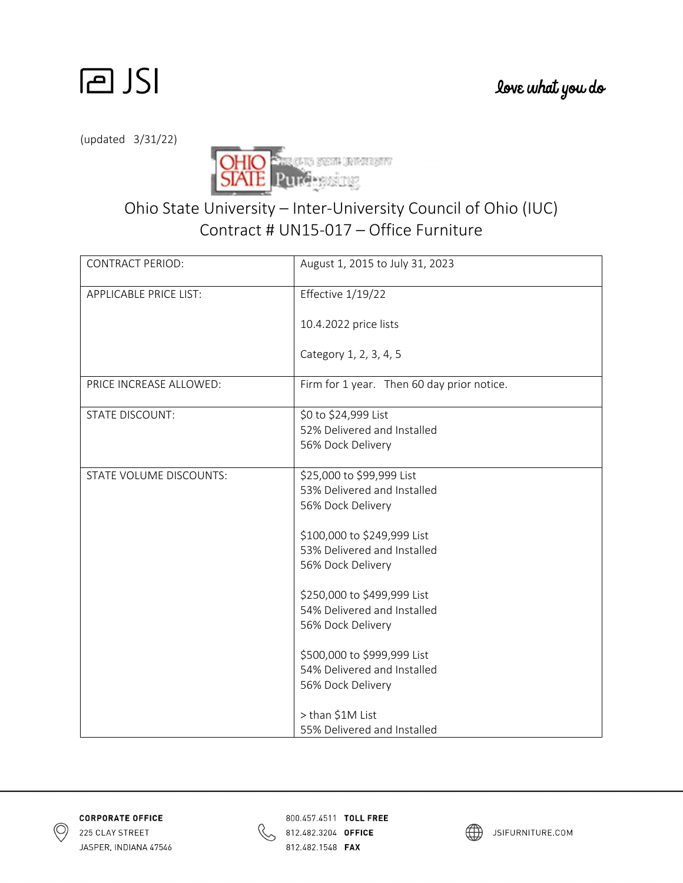JSI

*love what you do*

(updated 3/31/22)

OHIO STATE The Ohio State University Purchasing

# Ohio State University – Inter-University Council of Ohio (IUC) Contract # UN15-017 – Office Furniture

| CONTRACT PERIOD: | August 1, 2015 to July 31, 2023 |
|---|---|
| APPLICABLE PRICE LIST: | Effective 1/19/22<br><br>10.4.2022 price lists<br><br>Category 1, 2, 3, 4, 5 |
| PRICE INCREASE ALLOWED: | Firm for 1 year. Then 60 day prior notice. |
| STATE DISCOUNT: | $0 to $24,999 List<br>52% Delivered and Installed<br>56% Dock Delivery |
| STATE VOLUME DISCOUNTS: | $25,000 to $99,999 List<br>53% Delivered and Installed<br>56% Dock Delivery<br><br>$100,000 to $249,999 List<br>53% Delivered and Installed<br>56% Dock Delivery<br><br>$250,000 to $499,999 List<br>54% Delivered and Installed<br>56% Dock Delivery<br><br>$500,000 to $999,999 List<br>54% Delivered and Installed<br>56% Dock Delivery<br><br>> than $1M List<br>55% Delivered and Installed |

**CORPORATE OFFICE**
225 CLAY STREET
JASPER, INDIANA 47546

800.457.4511 **TOLL FREE**
812.482.3204 **OFFICE**
812.482.1548 **FAX**

JSIFURNITURE.COM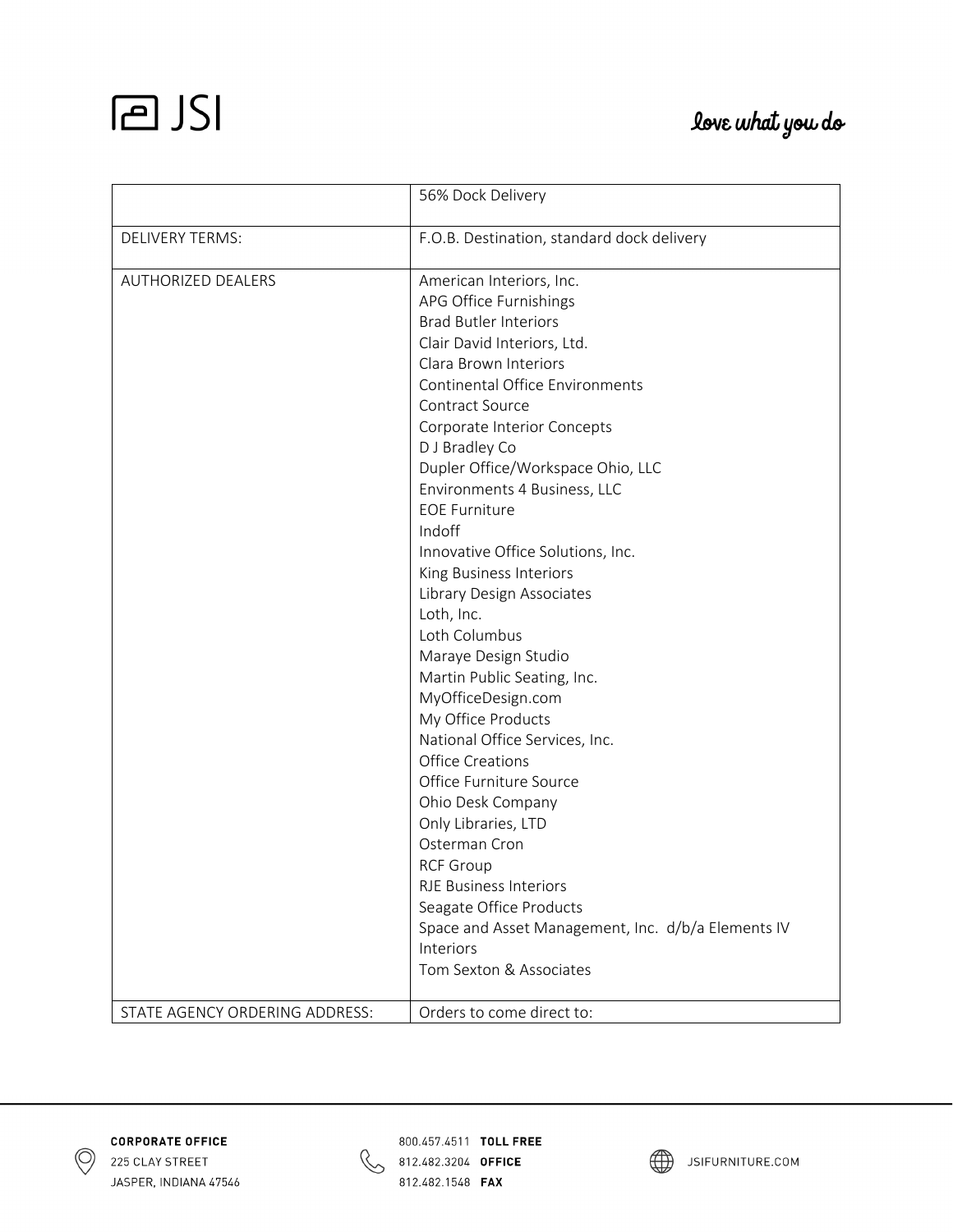| | |
|---|---|
| | 56% Dock Delivery |
| DELIVERY TERMS: | F.O.B. Destination, standard dock delivery |
| AUTHORIZED DEALERS | American Interiors, Inc.<br>APG Office Furnishings<br>Brad Butler Interiors<br>Clair David Interiors, Ltd.<br>Clara Brown Interiors<br>Continental Office Environments<br>Contract Source<br>Corporate Interior Concepts<br>D J Bradley Co<br>Dupler Office/Workspace Ohio, LLC<br>Environments 4 Business, LLC<br>EOE Furniture<br>Indoff<br>Innovative Office Solutions, Inc.<br>King Business Interiors<br>Library Design Associates<br>Loth, Inc.<br>Loth Columbus<br>Maraye Design Studio<br>Martin Public Seating, Inc.<br>MyOfficeDesign.com<br>My Office Products<br>National Office Services, Inc.<br>Office Creations<br>Office Furniture Source<br>Ohio Desk Company<br>Only Libraries, LTD<br>Osterman Cron<br>RCF Group<br>RJE Business Interiors<br>Seagate Office Products<br>Space and Asset Management, Inc. d/b/a Elements IV Interiors<br>Tom Sexton & Associates |
| STATE AGENCY ORDERING ADDRESS: | Orders to come direct to: |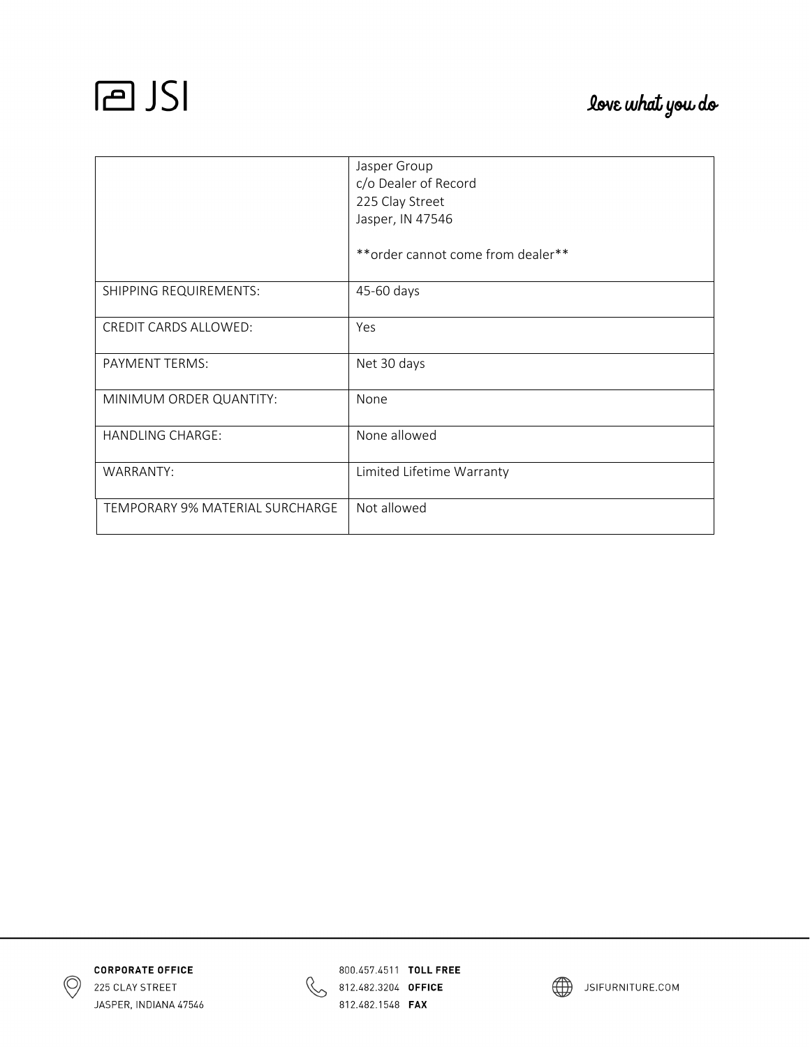| | |
|---|---|
| | Jasper Group<br>c/o Dealer of Record<br>225 Clay Street<br>Jasper, IN 47546<br><br>**order cannot come from dealer** |
| SHIPPING REQUIREMENTS: | 45-60 days |
| CREDIT CARDS ALLOWED: | Yes |
| PAYMENT TERMS: | Net 30 days |
| MINIMUM ORDER QUANTITY: | None |
| HANDLING CHARGE: | None allowed |
| WARRANTY: | Limited Lifetime Warranty |
| TEMPORARY 9% MATERIAL SURCHARGE | Not allowed |